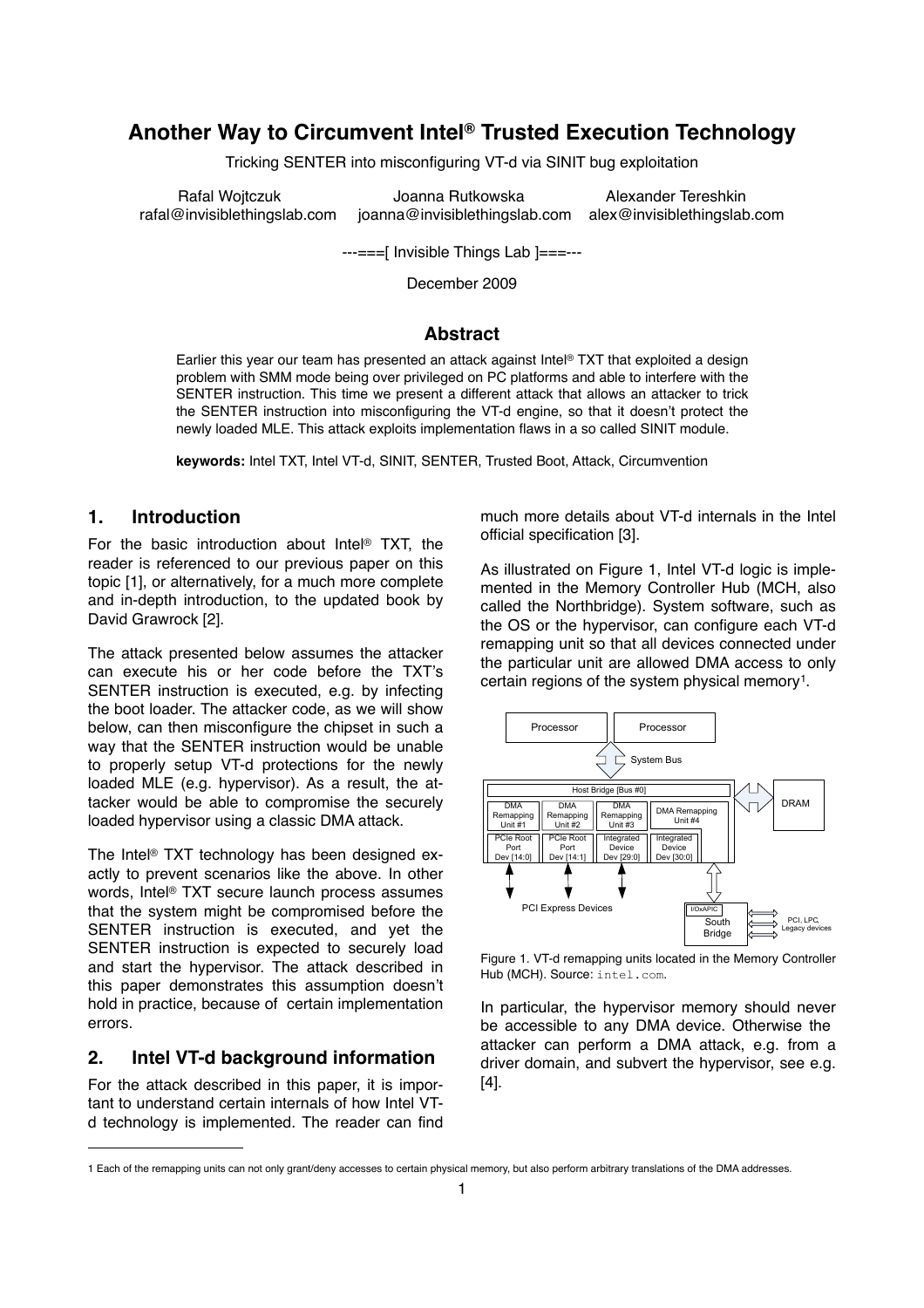# Another Way to Circumvent Intel® Trusted Execution Technology

Tricking SENTER into misconfiguring VT-d via SINIT bug exploitation

Rafal Wojtczuk
rafal@invisiblethingslab.com

Joanna Rutkowska
joanna@invisiblethingslab.com

Alexander Tereshkin
alex@invisiblethingslab.com

---===[ Invisible Things Lab ]===---

December 2009

## Abstract

Earlier this year our team has presented an attack against Intel® TXT that exploited a design problem with SMM mode being over privileged on PC platforms and able to interfere with the SENTER instruction. This time we present a different attack that allows an attacker to trick the SENTER instruction into misconfiguring the VT-d engine, so that it doesn't protect the newly loaded MLE. This attack exploits implementation flaws in a so called SINIT module.

**keywords:** Intel TXT, Intel VT-d, SINIT, SENTER, Trusted Boot, Attack, Circumvention

## 1. Introduction

For the basic introduction about Intel® TXT, the reader is referenced to our previous paper on this topic [1], or alternatively, for a much more complete and in-depth introduction, to the updated book by David Grawrock [2].

The attack presented below assumes the attacker can execute his or her code before the TXT's SENTER instruction is executed, e.g. by infecting the boot loader. The attacker code, as we will show below, can then misconfigure the chipset in such a way that the SENTER instruction would be unable to properly setup VT-d protections for the newly loaded MLE (e.g. hypervisor). As a result, the attacker would be able to compromise the securely loaded hypervisor using a classic DMA attack.

The Intel® TXT technology has been designed exactly to prevent scenarios like the above. In other words, Intel® TXT secure launch process assumes that the system might be compromised before the SENTER instruction is executed, and yet the SENTER instruction is expected to securely load and start the hypervisor. The attack described in this paper demonstrates this assumption doesn't hold in practice, because of certain implementation errors.

## 2. Intel VT-d background information

For the attack described in this paper, it is important to understand certain internals of how Intel VT-d technology is implemented. The reader can find much more details about VT-d internals in the Intel official specification [3].

As illustrated on Figure 1, Intel VT-d logic is implemented in the Memory Controller Hub (MCH, also called the Northbridge). System software, such as the OS or the hypervisor, can configure each VT-d remapping unit so that all devices connected under the particular unit are allowed DMA access to only certain regions of the system physical memory[1].

Figure 1. VT-d remapping units located in the Memory Controller Hub (MCH). Source: `intel.com`.

In particular, the hypervisor memory should never be accessible to any DMA device. Otherwise the attacker can perform a DMA attack, e.g. from a driver domain, and subvert the hypervisor, see e.g. [4].

---

1 Each of the remapping units can not only grant/deny accesses to certain physical memory, but also perform arbitrary translations of the DMA addresses.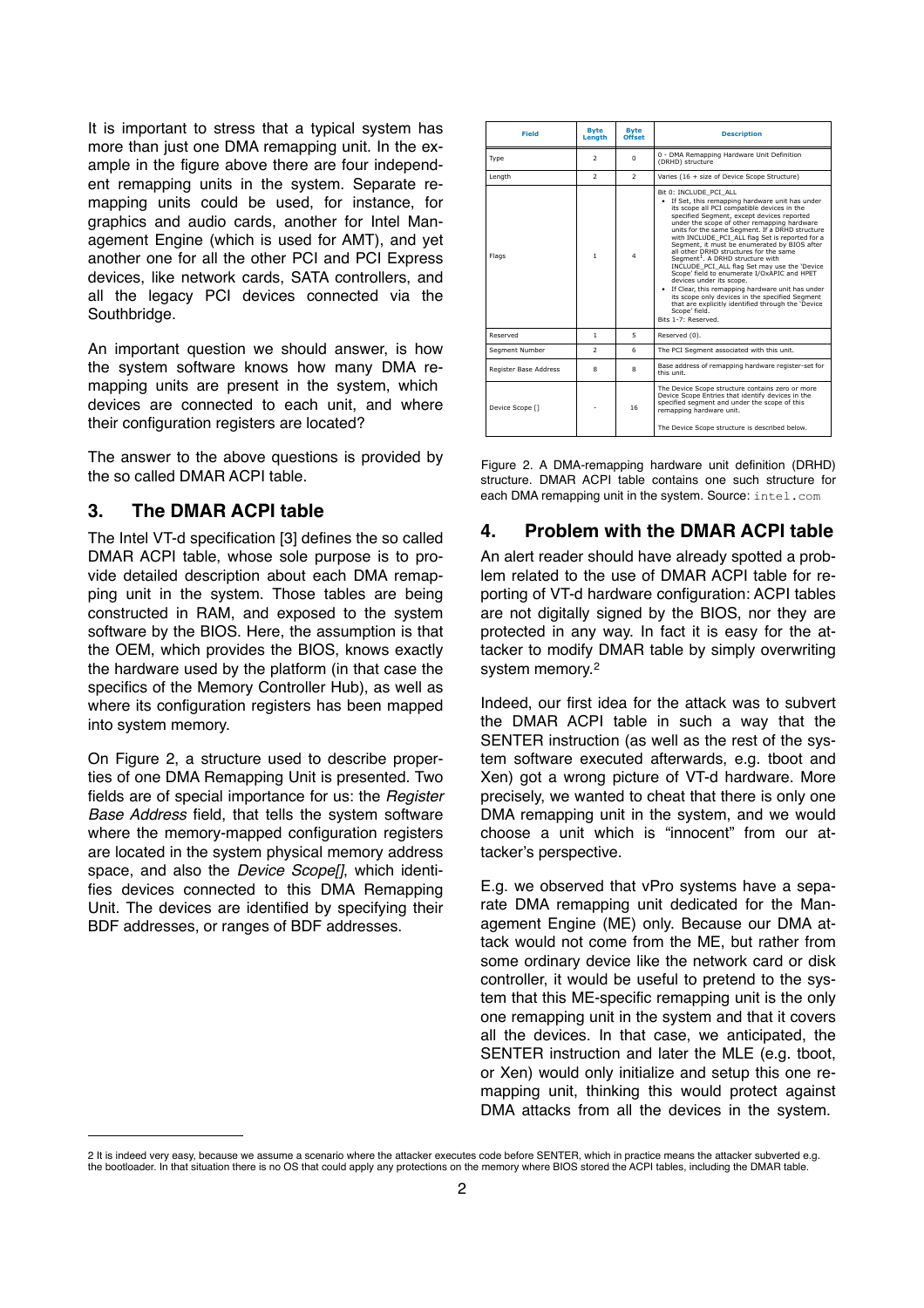It is important to stress that a typical system has more than just one DMA remapping unit. In the example in the figure above there are four independent remapping units in the system. Separate remapping units could be used, for instance, for graphics and audio cards, another for Intel Management Engine (which is used for AMT), and yet another one for all the other PCI and PCI Express devices, like network cards, SATA controllers, and all the legacy PCI devices connected via the Southbridge.

An important question we should answer, is how the system software knows how many DMA remapping units are present in the system, which devices are connected to each unit, and where their configuration registers are located?

The answer to the above questions is provided by the so called DMAR ACPI table.

## 3. The DMAR ACPI table

The Intel VT-d specification [3] defines the so called DMAR ACPI table, whose sole purpose is to provide detailed description about each DMA remapping unit in the system. Those tables are being constructed in RAM, and exposed to the system software by the BIOS. Here, the assumption is that the OEM, which provides the BIOS, knows exactly the hardware used by the platform (in that case the specifics of the Memory Controller Hub), as well as where its configuration registers has been mapped into system memory.

On Figure 2, a structure used to describe properties of one DMA Remapping Unit is presented. Two fields are of special importance for us: the *Register Base Address* field, that tells the system software where the memory-mapped configuration registers are located in the system physical memory address space, and also the *Device Scope[]*, which identifies devices connected to this DMA Remapping Unit. The devices are identified by specifying their BDF addresses, or ranges of BDF addresses.

| Field | Byte Length | Byte Offset | Description |
|---|---|---|---|
| Type | 2 | 0 | 0 - DMA Remapping Hardware Unit Definition (DRHD) structure |
| Length | 2 | 2 | Varies (16 + size of Device Scope Structure) |
| Flags | 1 | 4 | Bit 0: INCLUDE_PCI_ALL<br>• If Set, this remapping hardware unit has under its scope all PCI compatible devices in the specified Segment, except devices reported under the scope of other remapping hardware units for the same Segment. If a DRHD structure with INCLUDE_PCI_ALL flag Set is reported for a Segment, it must be enumerated by BIOS after all other DRHD structures for the same Segment[1]. A DRHD structure with INCLUDE_PCI_ALL flag Set may use the 'Device Scope' field to enumerate I/OxAPIC and HPET devices under its scope.<br>• If Clear, this remapping hardware unit has under its scope only devices in the specified Segment that are explicitly identified through the 'Device Scope' field.<br>Bits 1-7: Reserved. |
| Reserved | 1 | 5 | Reserved (0). |
| Segment Number | 2 | 6 | The PCI Segment associated with this unit. |
| Register Base Address | 8 | 8 | Base address of remapping hardware register-set for this unit. |
| Device Scope [] | - | 16 | The Device Scope structure contains zero or more Device Scope Entries that identify devices in the specified segment and under the scope of this remapping hardware unit.<br><br>The Device Scope structure is described below. |

Figure 2. A DMA-remapping hardware unit definition (DRHD) structure. DMAR ACPI table contains one such structure for each DMA remapping unit in the system. Source: intel.com

## 4. Problem with the DMAR ACPI table

An alert reader should have already spotted a problem related to the use of DMAR ACPI table for reporting of VT-d hardware configuration: ACPI tables are not digitally signed by the BIOS, nor they are protected in any way. In fact it is easy for the attacker to modify DMAR table by simply overwriting system memory.[2]

Indeed, our first idea for the attack was to subvert the DMAR ACPI table in such a way that the SENTER instruction (as well as the rest of the system software executed afterwards, e.g. tboot and Xen) got a wrong picture of VT-d hardware. More precisely, we wanted to cheat that there is only one DMA remapping unit in the system, and we would choose a unit which is "innocent" from our attacker's perspective.

E.g. we observed that vPro systems have a separate DMA remapping unit dedicated for the Management Engine (ME) only. Because our DMA attack would not come from the ME, but rather from some ordinary device like the network card or disk controller, it would be useful to pretend to the system that this ME-specific remapping unit is the only one remapping unit in the system and that it covers all the devices. In that case, we anticipated, the SENTER instruction and later the MLE (e.g. tboot, or Xen) would only initialize and setup this one remapping unit, thinking this would protect against DMA attacks from all the devices in the system.

[2] It is indeed very easy, because we assume a scenario where the attacker executes code before SENTER, which in practice means the attacker subverted e.g. the bootloader. In that situation there is no OS that could apply any protections on the memory where BIOS stored the ACPI tables, including the DMAR table.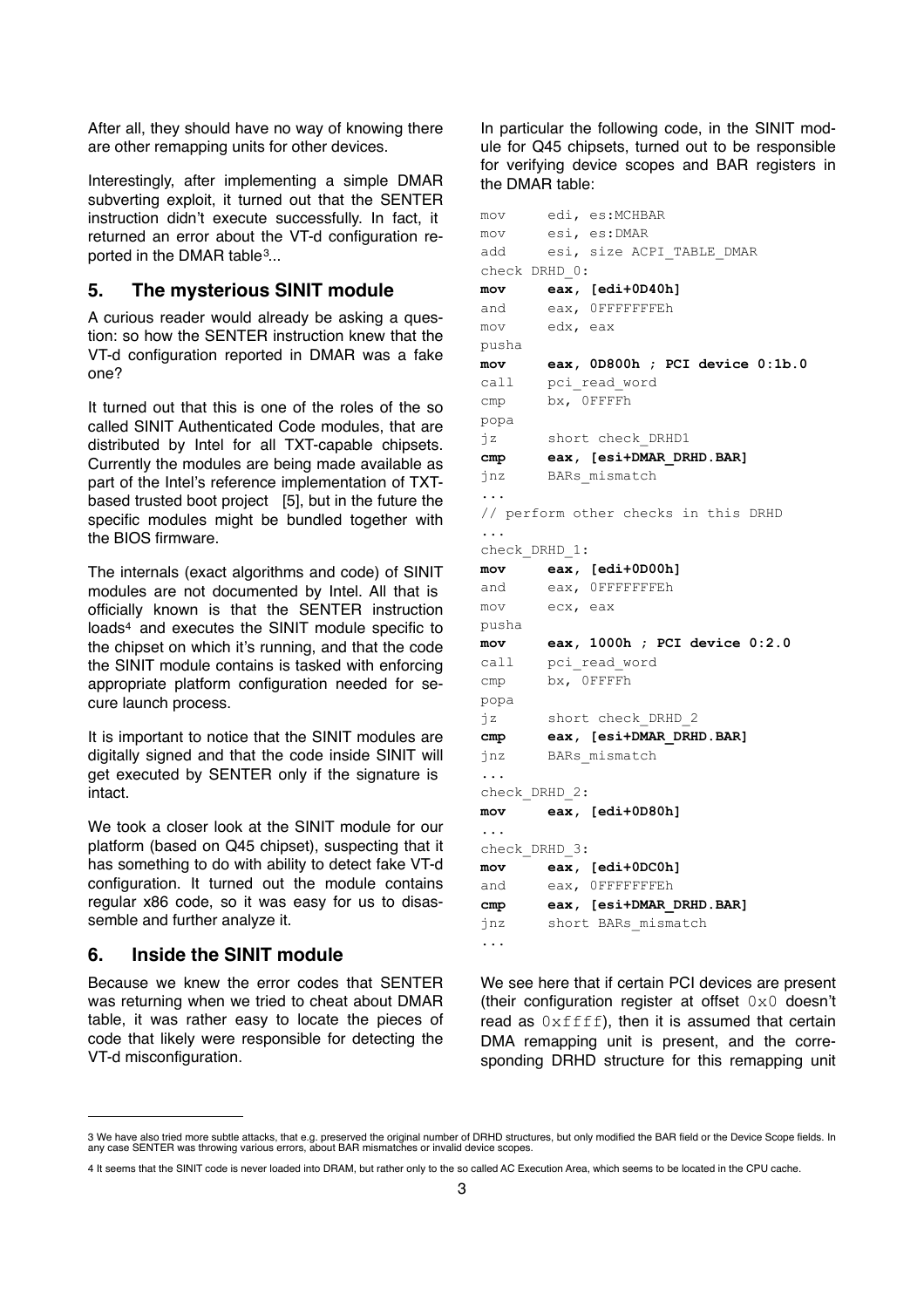After all, they should have no way of knowing there are other remapping units for other devices.

Interestingly, after implementing a simple DMAR subverting exploit, it turned out that the SENTER instruction didn't execute successfully. In fact, it returned an error about the VT-d configuration reported in the DMAR table[3]...

## 5. The mysterious SINIT module

A curious reader would already be asking a question: so how the SENTER instruction knew that the VT-d configuration reported in DMAR was a fake one?

It turned out that this is one of the roles of the so called SINIT Authenticated Code modules, that are distributed by Intel for all TXT-capable chipsets. Currently the modules are being made available as part of the Intel's reference implementation of TXT-based trusted boot project [5], but in the future the specific modules might be bundled together with the BIOS firmware.

The internals (exact algorithms and code) of SINIT modules are not documented by Intel. All that is officially known is that the SENTER instruction loads[4] and executes the SINIT module specific to the chipset on which it's running, and that the code the SINIT module contains is tasked with enforcing appropriate platform configuration needed for secure launch process.

It is important to notice that the SINIT modules are digitally signed and that the code inside SINIT will get executed by SENTER only if the signature is intact.

We took a closer look at the SINIT module for our platform (based on Q45 chipset), suspecting that it has something to do with ability to detect fake VT-d configuration. It turned out the module contains regular x86 code, so it was easy for us to disassemble and further analyze it.

## 6. Inside the SINIT module

Because we knew the error codes that SENTER was returning when we tried to cheat about DMAR table, it was rather easy to locate the pieces of code that likely were responsible for detecting the VT-d misconfiguration.

In particular the following code, in the SINIT module for Q45 chipsets, turned out to be responsible for verifying device scopes and BAR registers in the DMAR table:

```
mov     edi, es:MCHBAR
mov     esi, es:DMAR
add     esi, size ACPI_TABLE_DMAR
check_DRHD_0:
mov     eax, [edi+0D40h]
and     eax, 0FFFFFFFEh
mov     edx, eax
pusha
mov     eax, 0D800h ; PCI device 0:1b.0
call    pci_read_word
cmp     bx, 0FFFFh
popa
jz      short check_DRHD1
cmp     eax, [esi+DMAR_DRHD.BAR]
jnz     BARs_mismatch
...
// perform other checks in this DRHD
...
check_DRHD_1:
mov     eax, [edi+0D00h]
and     eax, 0FFFFFFFEh
mov     ecx, eax
pusha
mov     eax, 1000h ; PCI device 0:2.0
call    pci_read_word
cmp     bx, 0FFFFh
popa
jz      short check_DRHD_2
cmp     eax, [esi+DMAR_DRHD.BAR]
jnz     BARs_mismatch
...
check_DRHD_2:
mov     eax, [edi+0D80h]
...
check_DRHD_3:
mov     eax, [edi+0DC0h]
and     eax, 0FFFFFFFEh
cmp     eax, [esi+DMAR_DRHD.BAR]
jnz     short BARs_mismatch
...
```

We see here that if certain PCI devices are present (their configuration register at offset `0x0` doesn't read as `0xffff`), then it is assumed that certain DMA remapping unit is present, and the corresponding DRHD structure for this remapping unit

---

[3] We have also tried more subtle attacks, that e.g. preserved the original number of DRHD structures, but only modified the BAR field or the Device Scope fields. In any case SENTER was throwing various errors, about BAR mismatches or invalid device scopes.

[4] It seems that the SINIT code is never loaded into DRAM, but rather only to the so called AC Execution Area, which seems to be located in the CPU cache.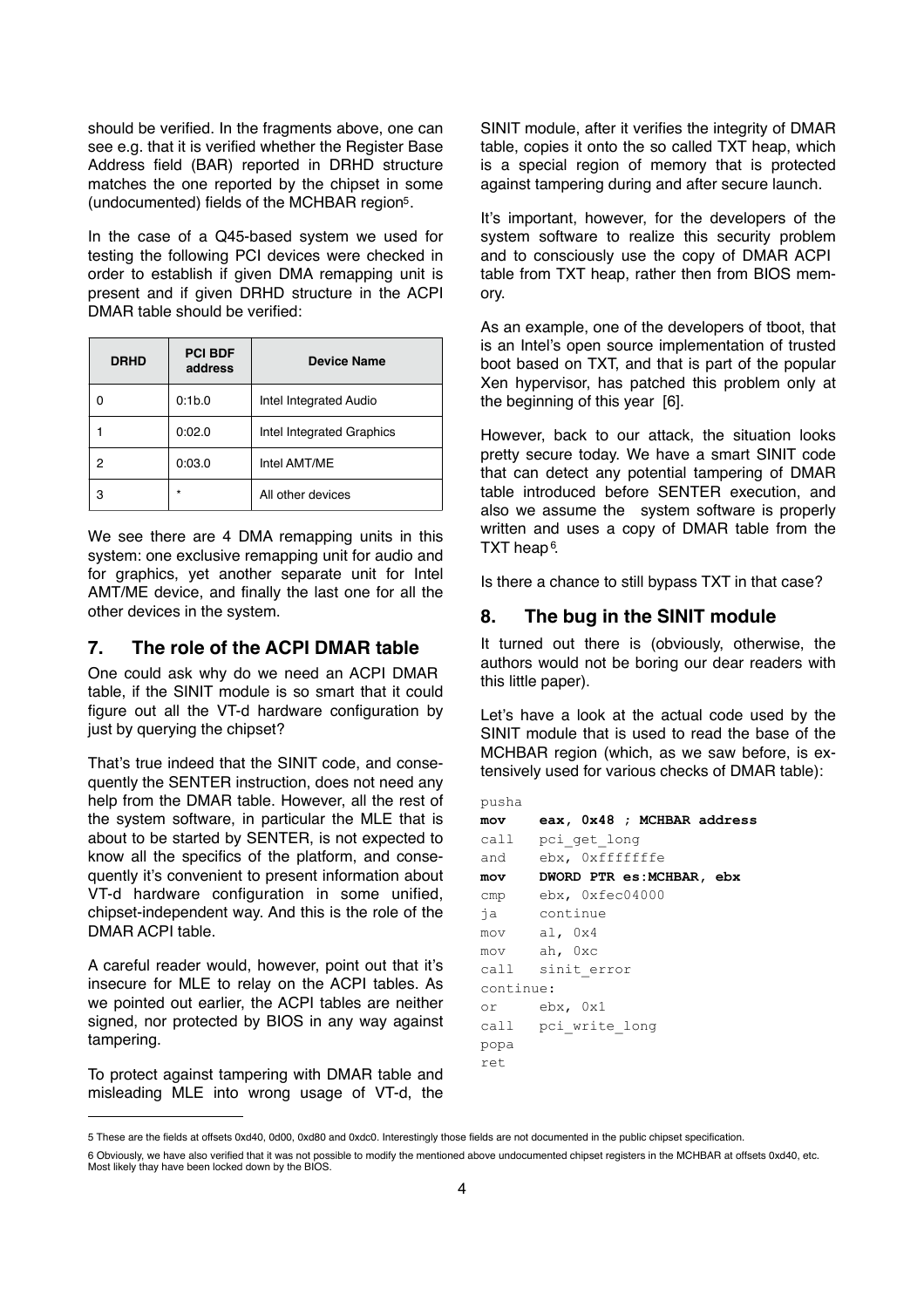should be verified. In the fragments above, one can see e.g. that it is verified whether the Register Base Address field (BAR) reported in DRHD structure matches the one reported by the chipset in some (undocumented) fields of the MCHBAR region[5].

In the case of a Q45-based system we used for testing the following PCI devices were checked in order to establish if given DMA remapping unit is present and if given DRHD structure in the ACPI DMAR table should be verified:

| DRHD | PCI BDF address | Device Name |
|---|---|---|
| 0 | 0:1b.0 | Intel Integrated Audio |
| 1 | 0:02.0 | Intel Integrated Graphics |
| 2 | 0:03.0 | Intel AMT/ME |
| 3 | * | All other devices |

We see there are 4 DMA remapping units in this system: one exclusive remapping unit for audio and for graphics, yet another separate unit for Intel AMT/ME device, and finally the last one for all the other devices in the system.

## 7. The role of the ACPI DMAR table

One could ask why do we need an ACPI DMAR table, if the SINIT module is so smart that it could figure out all the VT-d hardware configuration by just by querying the chipset?

That's true indeed that the SINIT code, and consequently the SENTER instruction, does not need any help from the DMAR table. However, all the rest of the system software, in particular the MLE that is about to be started by SENTER, is not expected to know all the specifics of the platform, and consequently it's convenient to present information about VT-d hardware configuration in some unified, chipset-independent way. And this is the role of the DMAR ACPI table.

A careful reader would, however, point out that it's insecure for MLE to relay on the ACPI tables. As we pointed out earlier, the ACPI tables are neither signed, nor protected by BIOS in any way against tampering.

To protect against tampering with DMAR table and misleading MLE into wrong usage of VT-d, the SINIT module, after it verifies the integrity of DMAR table, copies it onto the so called TXT heap, which is a special region of memory that is protected against tampering during and after secure launch.

It's important, however, for the developers of the system software to realize this security problem and to consciously use the copy of DMAR ACPI table from TXT heap, rather then from BIOS memory.

As an example, one of the developers of tboot, that is an Intel's open source implementation of trusted boot based on TXT, and that is part of the popular Xen hypervisor, has patched this problem only at the beginning of this year [6].

However, back to our attack, the situation looks pretty secure today. We have a smart SINIT code that can detect any potential tampering of DMAR table introduced before SENTER execution, and also we assume the system software is properly written and uses a copy of DMAR table from the TXT heap[6].

Is there a chance to still bypass TXT in that case?

## 8. The bug in the SINIT module

It turned out there is (obviously, otherwise, the authors would not be boring our dear readers with this little paper).

Let's have a look at the actual code used by the SINIT module that is used to read the base of the MCHBAR region (which, as we saw before, is extensively used for various checks of DMAR table):

```
pusha
mov    eax, 0x48 ; MCHBAR address
call   pci_get_long
and    ebx, 0xfffffffe
mov    DWORD PTR es:MCHBAR, ebx
cmp    ebx, 0xfec04000
ja     continue
mov    al, 0x4
mov    ah, 0xc
call   sinit_error
continue:
or     ebx, 0x1
call   pci_write_long
popa
ret
```

---

5 These are the fields at offsets 0xd40, 0d00, 0xd80 and 0xdc0. Interestingly those fields are not documented in the public chipset specification.

6 Obviously, we have also verified that it was not possible to modify the mentioned above undocumented chipset registers in the MCHBAR at offsets 0xd40, etc. Most likely thay have been locked down by the BIOS.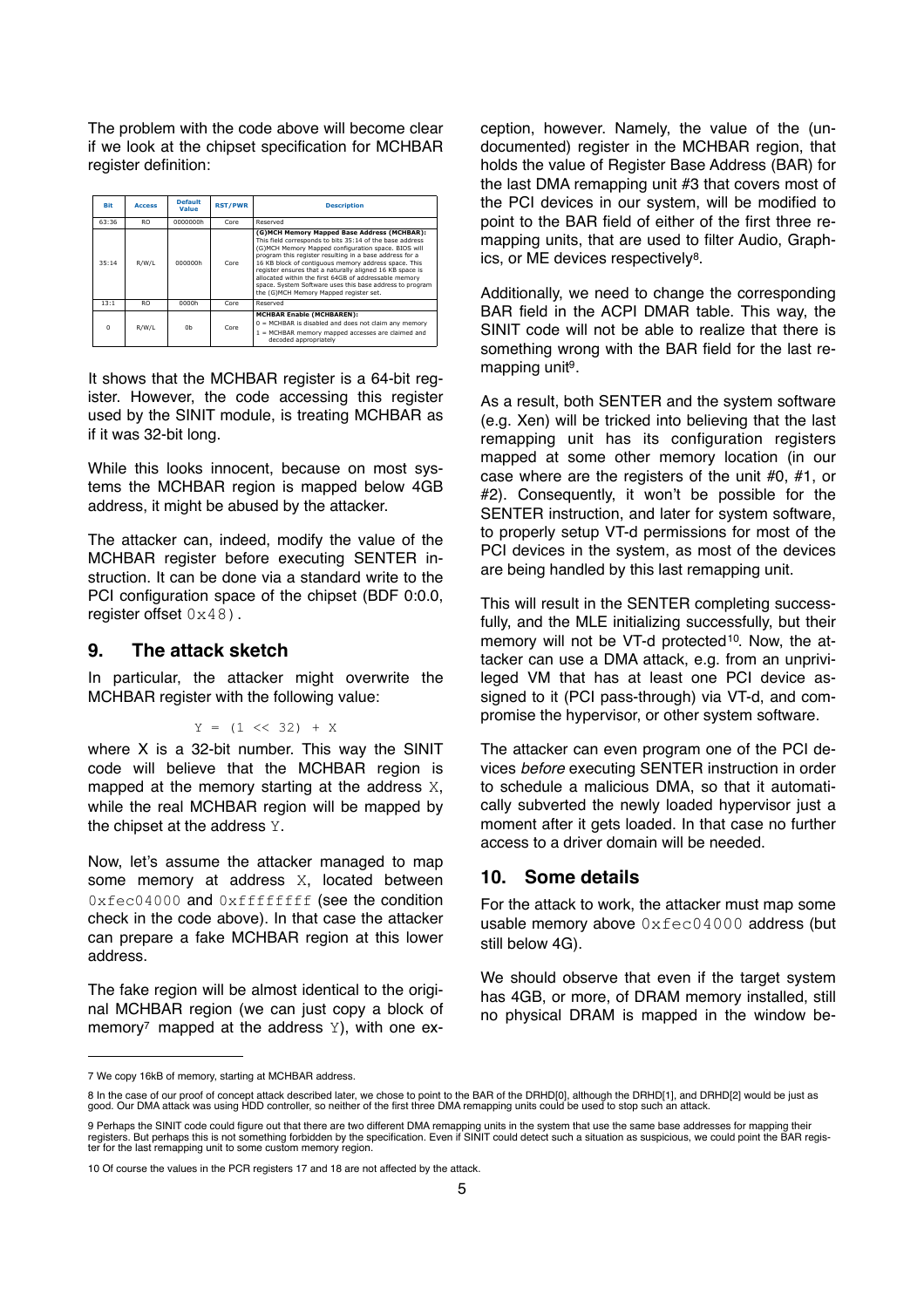The problem with the code above will become clear if we look at the chipset specification for MCHBAR register definition:

| Bit | Access | Default Value | RST/PWR | Description |
|---|---|---|---|---|
| 63:36 | RO | 0000000h | Core | Reserved |
| 35:14 | R/W/L | 000000h | Core | **(G)MCH Memory Mapped Base Address (MCHBAR):** This field corresponds to bits 35:14 of the base address (G)MCH Memory Mapped configuration space. BIOS will program this register resulting in a base address for a 16 KB block of contiguous memory address space. This register ensures that a naturally aligned 16 KB space is allocated within the first 64GB of addressable memory space. System Software uses this base address to program the (G)MCH Memory Mapped register set. |
| 13:1 | RO | 0000h | Core | Reserved |
| 0 | R/W/L | 0b | Core | **MCHBAR Enable (MCHBAREN):** 0 = MCHBAR is disabled and does not claim any memory 1 = MCHBAR memory mapped accesses are claimed and decoded appropriately |

It shows that the MCHBAR register is a 64-bit register. However, the code accessing this register used by the SINIT module, is treating MCHBAR as if it was 32-bit long.

While this looks innocent, because on most systems the MCHBAR region is mapped below 4GB address, it might be abused by the attacker.

The attacker can, indeed, modify the value of the MCHBAR register before executing SENTER instruction. It can be done via a standard write to the PCI configuration space of the chipset (BDF 0:0.0, register offset `0x48`).

## 9. The attack sketch

In particular, the attacker might overwrite the MCHBAR register with the following value:

```
Y = (1 << 32) + X
```

where X is a 32-bit number. This way the SINIT code will believe that the MCHBAR region is mapped at the memory starting at the address `X`, while the real MCHBAR region will be mapped by the chipset at the address `Y`.

Now, let's assume the attacker managed to map some memory at address `X`, located between `0xfec04000` and `0xffffffff` (see the condition check in the code above). In that case the attacker can prepare a fake MCHBAR region at this lower address.

The fake region will be almost identical to the original MCHBAR region (we can just copy a block of memory[7] mapped at the address `Y`), with one exception, however. Namely, the value of the (undocumented) register in the MCHBAR region, that holds the value of Register Base Address (BAR) for the last DMA remapping unit #3 that covers most of the PCI devices in our system, will be modified to point to the BAR field of either of the first three remapping units, that are used to filter Audio, Graphics, or ME devices respectively[8].

Additionally, we need to change the corresponding BAR field in the ACPI DMAR table. This way, the SINIT code will not be able to realize that there is something wrong with the BAR field for the last remapping unit[9].

As a result, both SENTER and the system software (e.g. Xen) will be tricked into believing that the last remapping unit has its configuration registers mapped at some other memory location (in our case where are the registers of the unit #0, #1, or #2). Consequently, it won't be possible for the SENTER instruction, and later for system software, to properly setup VT-d permissions for most of the PCI devices in the system, as most of the devices are being handled by this last remapping unit.

This will result in the SENTER completing successfully, and the MLE initializing successfully, but their memory will not be VT-d protected[10]. Now, the attacker can use a DMA attack, e.g. from an unprivileged VM that has at least one PCI device assigned to it (PCI pass-through) via VT-d, and compromise the hypervisor, or other system software.

The attacker can even program one of the PCI devices *before* executing SENTER instruction in order to schedule a malicious DMA, so that it automatically subverted the newly loaded hypervisor just a moment after it gets loaded. In that case no further access to a driver domain will be needed.

## 10. Some details

For the attack to work, the attacker must map some usable memory above `0xfec04000` address (but still below 4G).

We should observe that even if the target system has 4GB, or more, of DRAM memory installed, still no physical DRAM is mapped in the window be-

---

7 We copy 16kB of memory, starting at MCHBAR address.

8 In the case of our proof of concept attack described later, we chose to point to the BAR of the DRHD[0], although the DRHD[1], and DRHD[2] would be just as good. Our DMA attack was using HDD controller, so neither of the first three DMA remapping units could be used to stop such an attack.

9 Perhaps the SINIT code could figure out that there are two different DMA remapping units in the system that use the same base addresses for mapping their registers. But perhaps this is not something forbidden by the specification. Even if SINIT could detect such a situation as suspicious, we could point the BAR register for the last remapping unit to some custom memory region.

10 Of course the values in the PCR registers 17 and 18 are not affected by the attack.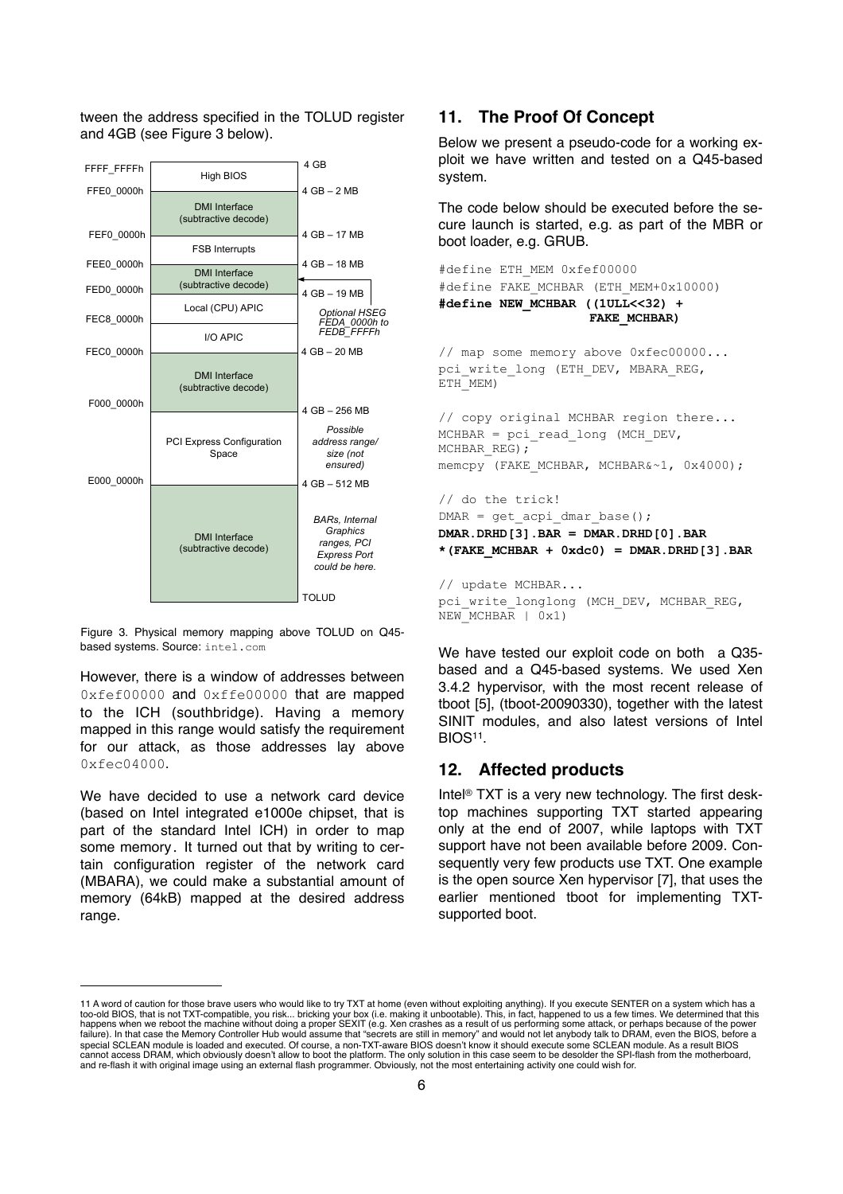tween the address specified in the TOLUD register and 4GB (see Figure 3 below).

| Address | Region | Boundary | Notes |
|---|---|---|---|
| FFFF_FFFFh | High BIOS | 4 GB | |
| FFE0_0000h | DMI Interface (subtractive decode) | 4 GB – 2 MB | |
| FEF0_0000h | FSB Interrupts | 4 GB – 17 MB | |
| FEE0_0000h | DMI Interface (subtractive decode) | 4 GB – 18 MB | |
| FED0_0000h | Local (CPU) APIC | 4 GB – 19 MB | *Optional HSEG FEDA_0000h to FEDB_FFFFh* |
| FEC8_0000h | I/O APIC | | |
| FEC0_0000h | DMI Interface (subtractive decode) | 4 GB – 20 MB | |
| F000_0000h | PCI Express Configuration Space | 4 GB – 256 MB | *Possible address range/ size (not ensured)* |
| E000_0000h | DMI Interface (subtractive decode) | 4 GB – 512 MB | *BARs, Internal Graphics ranges, PCI Express Port could be here.* |
| | | TOLUD | |

Figure 3. Physical memory mapping above TOLUD on Q45-based systems. Source: `intel.com`

However, there is a window of addresses between `0xfef00000` and `0xffe00000` that are mapped to the ICH (southbridge). Having a memory mapped in this range would satisfy the requirement for our attack, as those addresses lay above `0xfec04000`.

We have decided to use a network card device (based on Intel integrated e1000e chipset, that is part of the standard Intel ICH) in order to map some memory. It turned out that by writing to certain configuration register of the network card (MBARA), we could make a substantial amount of memory (64kB) mapped at the desired address range.

## 11. The Proof Of Concept

Below we present a pseudo-code for a working exploit we have written and tested on a Q45-based system.

The code below should be executed before the secure launch is started, e.g. as part of the MBR or boot loader, e.g. GRUB.

```
#define ETH_MEM 0xfef00000
#define FAKE_MCHBAR (ETH_MEM+0x10000)
#define NEW_MCHBAR ((1ULL<<32) +
                    FAKE_MCHBAR)

// map some memory above 0xfec00000...
pci_write_long (ETH_DEV, MBARA_REG,
ETH_MEM)

// copy original MCHBAR region there...
MCHBAR = pci_read_long (MCH_DEV,
MCHBAR_REG);
memcpy (FAKE_MCHBAR, MCHBAR&~1, 0x4000);

// do the trick!
DMAR = get_acpi_dmar_base();
DMAR.DRHD[3].BAR = DMAR.DRHD[0].BAR
*(FAKE_MCHBAR + 0xdc0) = DMAR.DRHD[3].BAR

// update MCHBAR...
pci_write_longlong (MCH_DEV, MCHBAR_REG,
NEW_MCHBAR | 0x1)
```

We have tested our exploit code on both a Q35-based and a Q45-based systems. We used Xen 3.4.2 hypervisor, with the most recent release of tboot [5], (tboot-20090330), together with the latest SINIT modules, and also latest versions of Intel BIOS[11].

## 12. Affected products

Intel® TXT is a very new technology. The first desktop machines supporting TXT started appearing only at the end of 2007, while laptops with TXT support have not been available before 2009. Consequently very few products use TXT. One example is the open source Xen hypervisor [7], that uses the earlier mentioned tboot for implementing TXT-supported boot.

---

11 A word of caution for those brave users who would like to try TXT at home (even without exploiting anything). If you execute SENTER on a system which has a too-old BIOS, that is not TXT-compatible, you risk... bricking your box (i.e. making it unbootable). This, in fact, happened to us a few times. We determined that this happens when we reboot the machine without doing a proper SEXIT (e.g. Xen crashes as a result of us performing some attack, or perhaps because of the power failure). In that case the Memory Controller Hub would assume that "secrets are still in memory" and would not let anybody talk to DRAM, even the BIOS, before a special SCLEAN module is loaded and executed. Of course, a non-TXT-aware BIOS doesn't know it should execute some SCLEAN module. As a result BIOS cannot access DRAM, which obviously doesn't allow to boot the platform. The only solution in this case seem to be desolder the SPI-flash from the motherboard, and re-flash it with original image using an external flash programmer. Obviously, not the most entertaining activity one could wish for.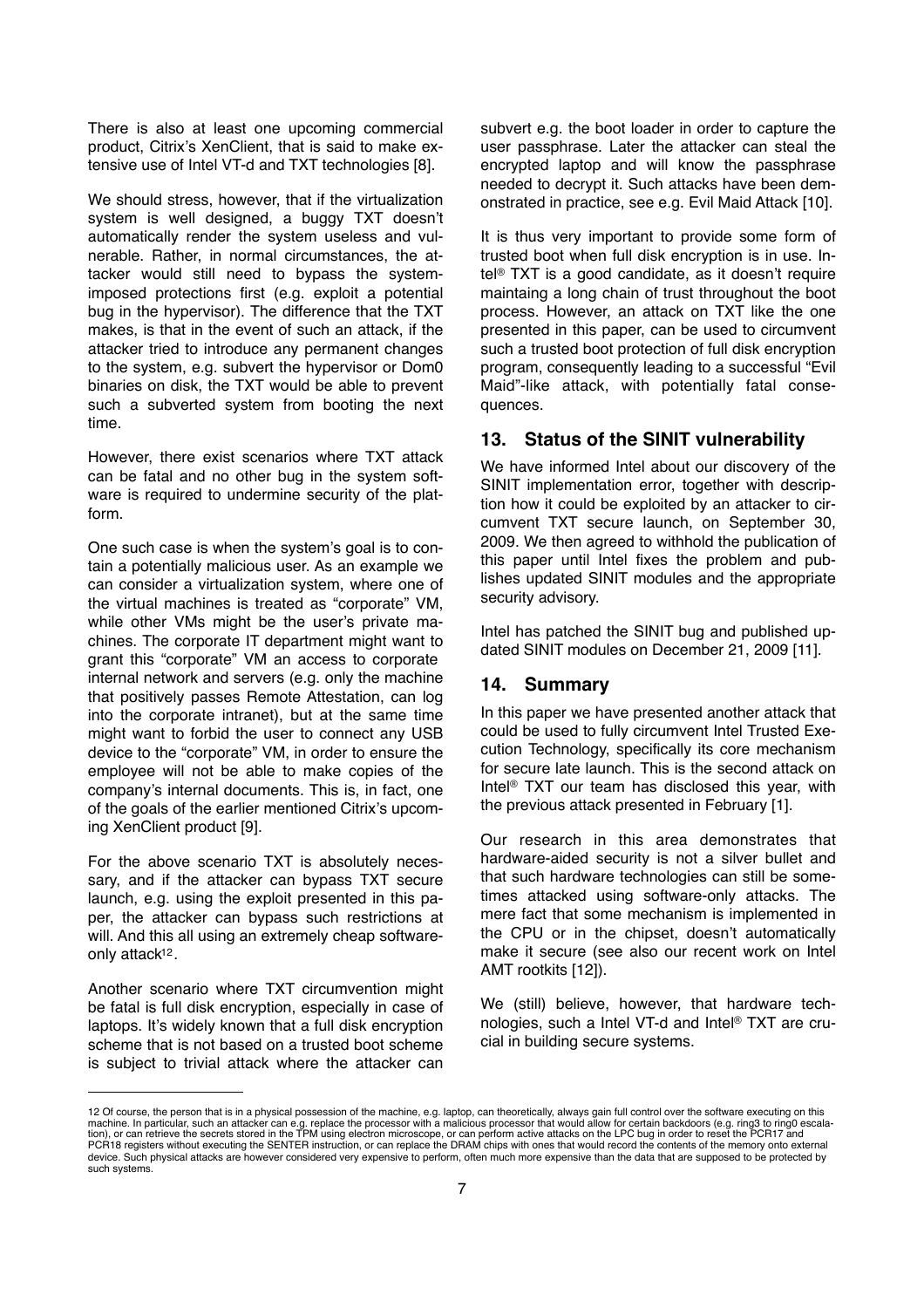There is also at least one upcoming commercial product, Citrix's XenClient, that is said to make extensive use of Intel VT-d and TXT technologies [8].

We should stress, however, that if the virtualization system is well designed, a buggy TXT doesn't automatically render the system useless and vulnerable. Rather, in normal circumstances, the attacker would still need to bypass the system-imposed protections first (e.g. exploit a potential bug in the hypervisor). The difference that the TXT makes, is that in the event of such an attack, if the attacker tried to introduce any permanent changes to the system, e.g. subvert the hypervisor or Dom0 binaries on disk, the TXT would be able to prevent such a subverted system from booting the next time.

However, there exist scenarios where TXT attack can be fatal and no other bug in the system software is required to undermine security of the platform.

One such case is when the system's goal is to contain a potentially malicious user. As an example we can consider a virtualization system, where one of the virtual machines is treated as "corporate" VM, while other VMs might be the user's private machines. The corporate IT department might want to grant this "corporate" VM an access to corporate internal network and servers (e.g. only the machine that positively passes Remote Attestation, can log into the corporate intranet), but at the same time might want to forbid the user to connect any USB device to the "corporate" VM, in order to ensure the employee will not be able to make copies of the company's internal documents. This is, in fact, one of the goals of the earlier mentioned Citrix's upcoming XenClient product [9].

For the above scenario TXT is absolutely necessary, and if the attacker can bypass TXT secure launch, e.g. using the exploit presented in this paper, the attacker can bypass such restrictions at will. And this all using an extremely cheap software-only attack[12].

Another scenario where TXT circumvention might be fatal is full disk encryption, especially in case of laptops. It's widely known that a full disk encryption scheme that is not based on a trusted boot scheme is subject to trivial attack where the attacker can subvert e.g. the boot loader in order to capture the user passphrase. Later the attacker can steal the encrypted laptop and will know the passphrase needed to decrypt it. Such attacks have been demonstrated in practice, see e.g. Evil Maid Attack [10].

It is thus very important to provide some form of trusted boot when full disk encryption is in use. Intel® TXT is a good candidate, as it doesn't require maintaining a long chain of trust throughout the boot process. However, an attack on TXT like the one presented in this paper, can be used to circumvent such a trusted boot protection of full disk encryption program, consequently leading to a successful "Evil Maid"-like attack, with potentially fatal consequences.

## 13. Status of the SINIT vulnerability

We have informed Intel about our discovery of the SINIT implementation error, together with description how it could be exploited by an attacker to circumvent TXT secure launch, on September 30, 2009. We then agreed to withhold the publication of this paper until Intel fixes the problem and publishes updated SINIT modules and the appropriate security advisory.

Intel has patched the SINIT bug and published updated SINIT modules on December 21, 2009 [11].

## 14. Summary

In this paper we have presented another attack that could be used to fully circumvent Intel Trusted Execution Technology, specifically its core mechanism for secure late launch. This is the second attack on Intel® TXT our team has disclosed this year, with the previous attack presented in February [1].

Our research in this area demonstrates that hardware-aided security is not a silver bullet and that such hardware technologies can still be sometimes attacked using software-only attacks. The mere fact that some mechanism is implemented in the CPU or in the chipset, doesn't automatically make it secure (see also our recent work on Intel AMT rootkits [12]).

We (still) believe, however, that hardware technologies, such a Intel VT-d and Intel® TXT are crucial in building secure systems.

---

12 Of course, the person that is in a physical possession of the machine, e.g. laptop, can theoretically, always gain full control over the software executing on this machine. In particular, such an attacker can e.g. replace the processor with a malicious processor that would allow for certain backdoors (e.g. ring3 to ring0 escalation), or can retrieve the secrets stored in the TPM using electron microscope, or can perform active attacks on the LPC bug in order to reset the PCR17 and PCR18 registers without executing the SENTER instruction, or can replace the DRAM chips with ones that would record the contents of the memory onto external device. Such physical attacks are however considered very expensive to perform, often much more expensive than the data that are supposed to be protected by such systems.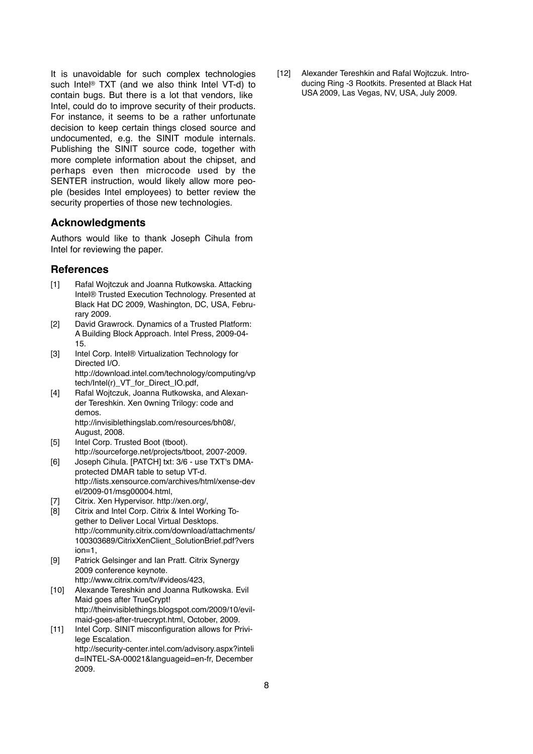It is unavoidable for such complex technologies such Intel® TXT (and we also think Intel VT-d) to contain bugs. But there is a lot that vendors, like Intel, could do to improve security of their products. For instance, it seems to be a rather unfortunate decision to keep certain things closed source and undocumented, e.g. the SINIT module internals. Publishing the SINIT source code, together with more complete information about the chipset, and perhaps even then microcode used by the SENTER instruction, would likely allow more people (besides Intel employees) to better review the security properties of those new technologies.

## Acknowledgments

Authors would like to thank Joseph Cihula from Intel for reviewing the paper.

## References

[1] Rafal Wojtczuk and Joanna Rutkowska. Attacking Intel® Trusted Execution Technology. Presented at Black Hat DC 2009, Washington, DC, USA, Februrary 2009.

[2] David Grawrock. Dynamics of a Trusted Platform: A Building Block Approach. Intel Press, 2009-04-15.

[3] Intel Corp. Intel® Virtualization Technology for Directed I/O. http://download.intel.com/technology/computing/vptech/Intel(r)_VT_for_Direct_IO.pdf,

[4] Rafal Wojtczuk, Joanna Rutkowska, and Alexander Tereshkin. Xen 0wning Trilogy: code and demos. http://invisiblethingslab.com/resources/bh08/, August, 2008.

[5] Intel Corp. Trusted Boot (tboot). http://sourceforge.net/projects/tboot, 2007-2009.

[6] Joseph Cihula. [PATCH] txt: 3/6 - use TXT's DMA-protected DMAR table to setup VT-d. http://lists.xensource.com/archives/html/xense-devel/2009-01/msg00004.html,

[7] Citrix. Xen Hypervisor. http://xen.org/,

[8] Citrix and Intel Corp. Citrix & Intel Working Together to Deliver Local Virtual Desktops. http://community.citrix.com/download/attachments/100303689/CitrixXenClient_SolutionBrief.pdf?version=1,

[9] Patrick Gelsinger and Ian Pratt. Citrix Synergy 2009 conference keynote. http://www.citrix.com/tv/#videos/423,

[10] Alexande Tereshkin and Joanna Rutkowska. Evil Maid goes after TrueCrypt! http://theinvisiblethings.blogspot.com/2009/10/evil-maid-goes-after-truecrypt.html, October, 2009.

[11] Intel Corp. SINIT misconfiguration allows for Privilege Escalation. http://security-center.intel.com/advisory.aspx?intelid=INTEL-SA-00021&languageid=en-fr, December 2009.

[12] Alexander Tereshkin and Rafal Wojtczuk. Introducing Ring -3 Rootkits. Presented at Black Hat USA 2009, Las Vegas, NV, USA, July 2009.